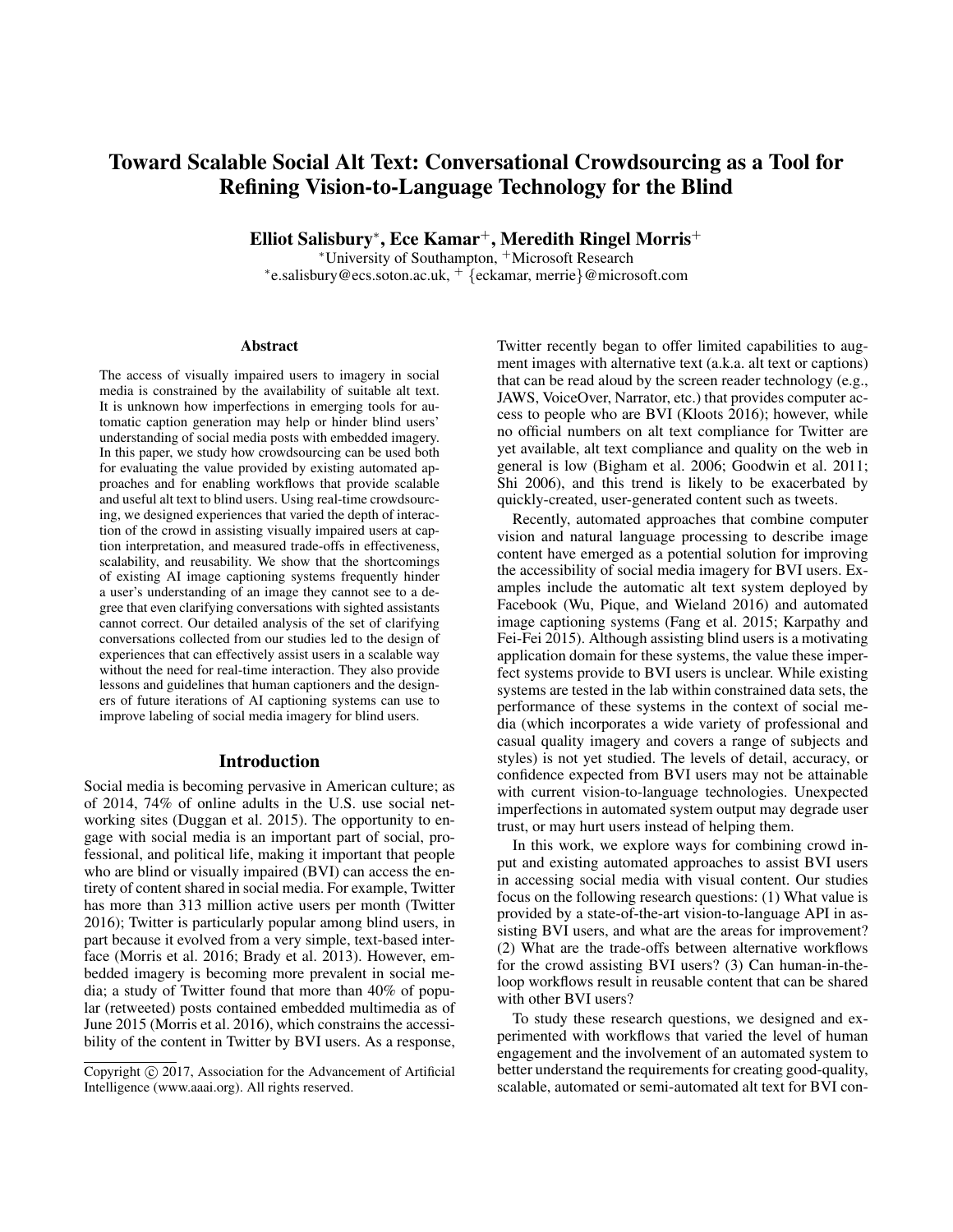# Toward Scalable Social Alt Text: Conversational Crowdsourcing as a Tool for Refining Vision-to-Language Technology for the Blind

**Elliot Salisbury*, Ece Kamar+, Meredith Ringel Morris+**

*University of Southampton, +Microsoft Research

*e.salisbury@ecs.soton.ac.uk, + {eckamar, merrie}@microsoft.com

### Abstract

The access of visually impaired users to imagery in social media is constrained by the availability of suitable alt text. It is unknown how imperfections in emerging tools for automatic caption generation may help or hinder blind users' understanding of social media posts with embedded imagery. In this paper, we study how crowdsourcing can be used both for evaluating the value provided by existing automated approaches and for enabling workflows that provide scalable and useful alt text to blind users. Using real-time crowdsourcing, we designed experiences that varied the depth of interaction of the crowd in assisting visually impaired users at caption interpretation, and measured trade-offs in effectiveness, scalability, and reusability. We show that the shortcomings of existing AI image captioning systems frequently hinder a user's understanding of an image they cannot see to a degree that even clarifying conversations with sighted assistants cannot correct. Our detailed analysis of the set of clarifying conversations collected from our studies led to the design of experiences that can effectively assist users in a scalable way without the need for real-time interaction. They also provide lessons and guidelines that human captioners and the designers of future iterations of AI captioning systems can use to improve labeling of social media imagery for blind users.

## Introduction

Social media is becoming pervasive in American culture; as of 2014, 74% of online adults in the U.S. use social networking sites (Duggan et al. 2015). The opportunity to engage with social media is an important part of social, professional, and political life, making it important that people who are blind or visually impaired (BVI) can access the entirety of content shared in social media. For example, Twitter has more than 313 million active users per month (Twitter 2016); Twitter is particularly popular among blind users, in part because it evolved from a very simple, text-based interface (Morris et al. 2016; Brady et al. 2013). However, embedded imagery is becoming more prevalent in social media; a study of Twitter found that more than 40% of popular (retweeted) posts contained embedded multimedia as of June 2015 (Morris et al. 2016), which constrains the accessibility of the content in Twitter by BVI users. As a response, Twitter recently began to offer limited capabilities to augment images with alternative text (a.k.a. alt text or captions) that can be read aloud by the screen reader technology (e.g., JAWS, VoiceOver, Narrator, etc.) that provides computer access to people who are BVI (Kloots 2016); however, while no official numbers on alt text compliance for Twitter are yet available, alt text compliance and quality on the web in general is low (Bigham et al. 2006; Goodwin et al. 2011; Shi 2006), and this trend is likely to be exacerbated by quickly-created, user-generated content such as tweets.

Recently, automated approaches that combine computer vision and natural language processing to describe image content have emerged as a potential solution for improving the accessibility of social media imagery for BVI users. Examples include the automatic alt text system deployed by Facebook (Wu, Pique, and Wieland 2016) and automated image captioning systems (Fang et al. 2015; Karpathy and Fei-Fei 2015). Although assisting blind users is a motivating application domain for these systems, the value these imperfect systems provide to BVI users is unclear. While existing systems are tested in the lab within constrained data sets, the performance of these systems in the context of social media (which incorporates a wide variety of professional and casual quality imagery and covers a range of subjects and styles) is not yet studied. The levels of detail, accuracy, or confidence expected from BVI users may not be attainable with current vision-to-language technologies. Unexpected imperfections in automated system output may degrade user trust, or may hurt users instead of helping them.

In this work, we explore ways for combining crowd input and existing automated approaches to assist BVI users in accessing social media with visual content. Our studies focus on the following research questions: (1) What value is provided by a state-of-the-art vision-to-language API in assisting BVI users, and what are the areas for improvement? (2) What are the trade-offs between alternative workflows for the crowd assisting BVI users? (3) Can human-in-the-loop workflows result in reusable content that can be shared with other BVI users?

To study these research questions, we designed and experimented with workflows that varied the level of human engagement and the involvement of an automated system to better understand the requirements for creating good-quality, scalable, automated or semi-automated alt text for BVI con-

Copyright © 2017, Association for the Advancement of Artificial Intelligence (www.aaai.org). All rights reserved.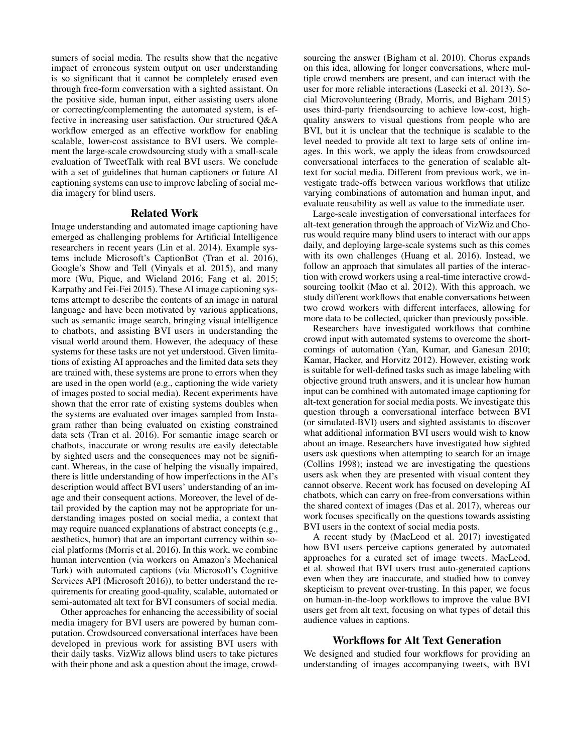sumers of social media. The results show that the negative impact of erroneous system output on user understanding is so significant that it cannot be completely erased even through free-form conversation with a sighted assistant. On the positive side, human input, either assisting users alone or correcting/complementing the automated system, is effective in increasing user satisfaction. Our structured Q&A workflow emerged as an effective workflow for enabling scalable, lower-cost assistance to BVI users. We complement the large-scale crowdsourcing study with a small-scale evaluation of TweetTalk with real BVI users. We conclude with a set of guidelines that human captioners or future AI captioning systems can use to improve labeling of social media imagery for blind users.

## Related Work

Image understanding and automated image captioning have emerged as challenging problems for Artificial Intelligence researchers in recent years (Lin et al. 2014). Example systems include Microsoft's CaptionBot (Tran et al. 2016), Google's Show and Tell (Vinyals et al. 2015), and many more (Wu, Pique, and Wieland 2016; Fang et al. 2015; Karpathy and Fei-Fei 2015). These AI image captioning systems attempt to describe the contents of an image in natural language and have been motivated by various applications, such as semantic image search, bringing visual intelligence to chatbots, and assisting BVI users in understanding the visual world around them. However, the adequacy of these systems for these tasks are not yet understood. Given limitations of existing AI approaches and the limited data sets they are trained with, these systems are prone to errors when they are used in the open world (e.g., captioning the wide variety of images posted to social media). Recent experiments have shown that the error rate of existing systems doubles when the systems are evaluated over images sampled from Instagram rather than being evaluated on existing constrained data sets (Tran et al. 2016). For semantic image search or chatbots, inaccurate or wrong results are easily detectable by sighted users and the consequences may not be significant. Whereas, in the case of helping the visually impaired, there is little understanding of how imperfections in the AI's description would affect BVI users' understanding of an image and their consequent actions. Moreover, the level of detail provided by the caption may not be appropriate for understanding images posted on social media, a context that may require nuanced explanations of abstract concepts (e.g., aesthetics, humor) that are an important currency within social platforms (Morris et al. 2016). In this work, we combine human intervention (via workers on Amazon's Mechanical Turk) with automated captions (via Microsoft's Cognitive Services API (Microsoft 2016)), to better understand the requirements for creating good-quality, scalable, automated or semi-automated alt text for BVI consumers of social media.

Other approaches for enhancing the accessibility of social media imagery for BVI users are powered by human computation. Crowdsourced conversational interfaces have been developed in previous work for assisting BVI users with their daily tasks. VizWiz allows blind users to take pictures with their phone and ask a question about the image, crowdsourcing the answer (Bigham et al. 2010). Chorus expands on this idea, allowing for longer conversations, where multiple crowd members are present, and can interact with the user for more reliable interactions (Lasecki et al. 2013). Social Microvolunteering (Brady, Morris, and Bigham 2015) uses third-party friendsourcing to achieve low-cost, high-quality answers to visual questions from people who are BVI, but it is unclear that the technique is scalable to the level needed to provide alt text to large sets of online images. In this work, we apply the ideas from crowdsourced conversational interfaces to the generation of scalable alt-text for social media. Different from previous work, we investigate trade-offs between various workflows that utilize varying combinations of automation and human input, and evaluate reusability as well as value to the immediate user.

Large-scale investigation of conversational interfaces for alt-text generation through the approach of VizWiz and Chorus would require many blind users to interact with our apps daily, and deploying large-scale systems such as this comes with its own challenges (Huang et al. 2016). Instead, we follow an approach that simulates all parties of the interaction with crowd workers using a real-time interactive crowdsourcing toolkit (Mao et al. 2012). With this approach, we study different workflows that enable conversations between two crowd workers with different interfaces, allowing for more data to be collected, quicker than previously possible.

Researchers have investigated workflows that combine crowd input with automated systems to overcome the shortcomings of automation (Yan, Kumar, and Ganesan 2010; Kamar, Hacker, and Horvitz 2012). However, existing work is suitable for well-defined tasks such as image labeling with objective ground truth answers, and it is unclear how human input can be combined with automated image captioning for alt-text generation for social media posts. We investigate this question through a conversational interface between BVI (or simulated-BVI) users and sighted assistants to discover what additional information BVI users would wish to know about an image. Researchers have investigated how sighted users ask questions when attempting to search for an image (Collins 1998); instead we are investigating the questions users ask when they are presented with visual content they cannot observe. Recent work has focused on developing AI chatbots, which can carry on free-from conversations within the shared context of images (Das et al. 2017), whereas our work focuses specifically on the questions towards assisting BVI users in the context of social media posts.

A recent study by (MacLeod et al. 2017) investigated how BVI users perceive captions generated by automated approaches for a curated set of image tweets. MacLeod, et al. showed that BVI users trust auto-generated captions even when they are inaccurate, and studied how to convey skepticism to prevent over-trusting. In this paper, we focus on human-in-the-loop workflows to improve the value BVI users get from alt text, focusing on what types of detail this audience values in captions.

## Workflows for Alt Text Generation

We designed and studied four workflows for providing an understanding of images accompanying tweets, with BVI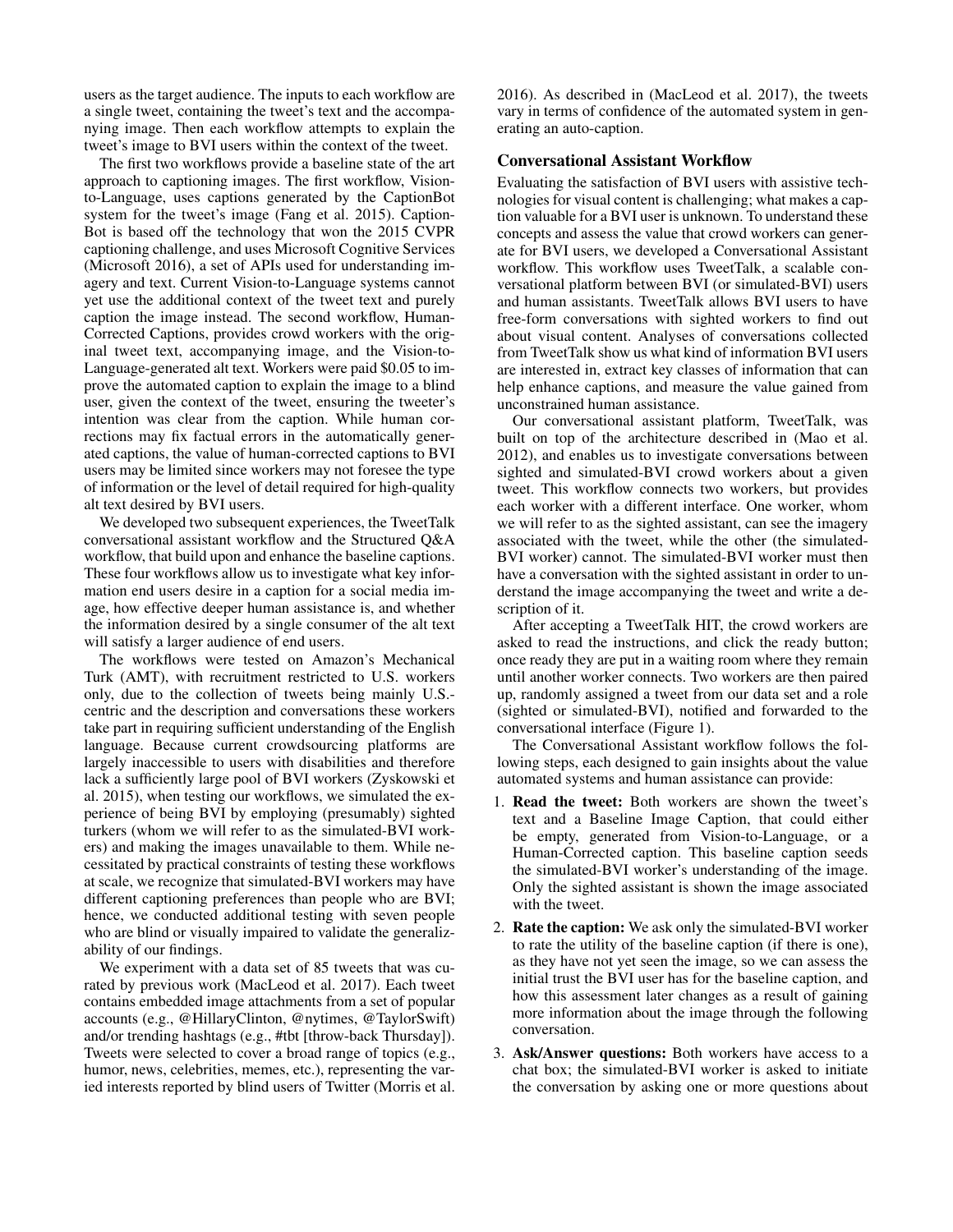users as the target audience. The inputs to each workflow are a single tweet, containing the tweet's text and the accompanying image. Then each workflow attempts to explain the tweet's image to BVI users within the context of the tweet.

The first two workflows provide a baseline state of the art approach to captioning images. The first workflow, Vision-to-Language, uses captions generated by the CaptionBot system for the tweet's image (Fang et al. 2015). CaptionBot is based off the technology that won the 2015 CVPR captioning challenge, and uses Microsoft Cognitive Services (Microsoft 2016), a set of APIs used for understanding imagery and text. Current Vision-to-Language systems cannot yet use the additional context of the tweet text and purely caption the image instead. The second workflow, Human-Corrected Captions, provides crowd workers with the original tweet text, accompanying image, and the Vision-to-Language-generated alt text. Workers were paid $0.05 to improve the automated caption to explain the image to a blind user, given the context of the tweet, ensuring the tweeter's intention was clear from the caption. While human corrections may fix factual errors in the automatically generated captions, the value of human-corrected captions to BVI users may be limited since workers may not foresee the type of information or the level of detail required for high-quality alt text desired by BVI users.

We developed two subsequent experiences, the TweetTalk conversational assistant workflow and the Structured Q&A workflow, that build upon and enhance the baseline captions. These four workflows allow us to investigate what key information end users desire in a caption for a social media image, how effective deeper human assistance is, and whether the information desired by a single consumer of the alt text will satisfy a larger audience of end users.

The workflows were tested on Amazon's Mechanical Turk (AMT), with recruitment restricted to U.S. workers only, due to the collection of tweets being mainly U.S.-centric and the description and conversations these workers take part in requiring sufficient understanding of the English language. Because current crowdsourcing platforms are largely inaccessible to users with disabilities and therefore lack a sufficiently large pool of BVI workers (Zyskowski et al. 2015), when testing our workflows, we simulated the experience of being BVI by employing (presumably) sighted turkers (whom we will refer to as the simulated-BVI workers) and making the images unavailable to them. While necessitated by practical constraints of testing these workflows at scale, we recognize that simulated-BVI workers may have different captioning preferences than people who are BVI; hence, we conducted additional testing with seven people who are blind or visually impaired to validate the generalizability of our findings.

We experiment with a data set of 85 tweets that was curated by previous work (MacLeod et al. 2017). Each tweet contains embedded image attachments from a set of popular accounts (e.g., @HillaryClinton, @nytimes, @TaylorSwift) and/or trending hashtags (e.g., #tbt [throw-back Thursday]). Tweets were selected to cover a broad range of topics (e.g., humor, news, celebrities, memes, etc.), representing the varied interests reported by blind users of Twitter (Morris et al. 2016). As described in (MacLeod et al. 2017), the tweets vary in terms of confidence of the automated system in generating an auto-caption.

### Conversational Assistant Workflow

Evaluating the satisfaction of BVI users with assistive technologies for visual content is challenging; what makes a caption valuable for a BVI user is unknown. To understand these concepts and assess the value that crowd workers can generate for BVI users, we developed a Conversational Assistant workflow. This workflow uses TweetTalk, a scalable conversational platform between BVI (or simulated-BVI) users and human assistants. TweetTalk allows BVI users to have free-form conversations with sighted workers to find out about visual content. Analyses of conversations collected from TweetTalk show us what kind of information BVI users are interested in, extract key classes of information that can help enhance captions, and measure the value gained from unconstrained human assistance.

Our conversational assistant platform, TweetTalk, was built on top of the architecture described in (Mao et al. 2012), and enables us to investigate conversations between sighted and simulated-BVI crowd workers about a given tweet. This workflow connects two workers, but provides each worker with a different interface. One worker, whom we will refer to as the sighted assistant, can see the imagery associated with the tweet, while the other (the simulated-BVI worker) cannot. The simulated-BVI worker must then have a conversation with the sighted assistant in order to understand the image accompanying the tweet and write a description of it.

After accepting a TweetTalk HIT, the crowd workers are asked to read the instructions, and click the ready button; once ready they are put in a waiting room where they remain until another worker connects. Two workers are then paired up, randomly assigned a tweet from our data set and a role (sighted or simulated-BVI), notified and forwarded to the conversational interface (Figure 1).

The Conversational Assistant workflow follows the following steps, each designed to gain insights about the value automated systems and human assistance can provide:

1. **Read the tweet:** Both workers are shown the tweet's text and a Baseline Image Caption, that could either be empty, generated from Vision-to-Language, or a Human-Corrected caption. This baseline caption seeds the simulated-BVI worker's understanding of the image. Only the sighted assistant is shown the image associated with the tweet.
2. **Rate the caption:** We ask only the simulated-BVI worker to rate the utility of the baseline caption (if there is one), as they have not yet seen the image, so we can assess the initial trust the BVI user has for the baseline caption, and how this assessment later changes as a result of gaining more information about the image through the following conversation.
3. **Ask/Answer questions:** Both workers have access to a chat box; the simulated-BVI worker is asked to initiate the conversation by asking one or more questions about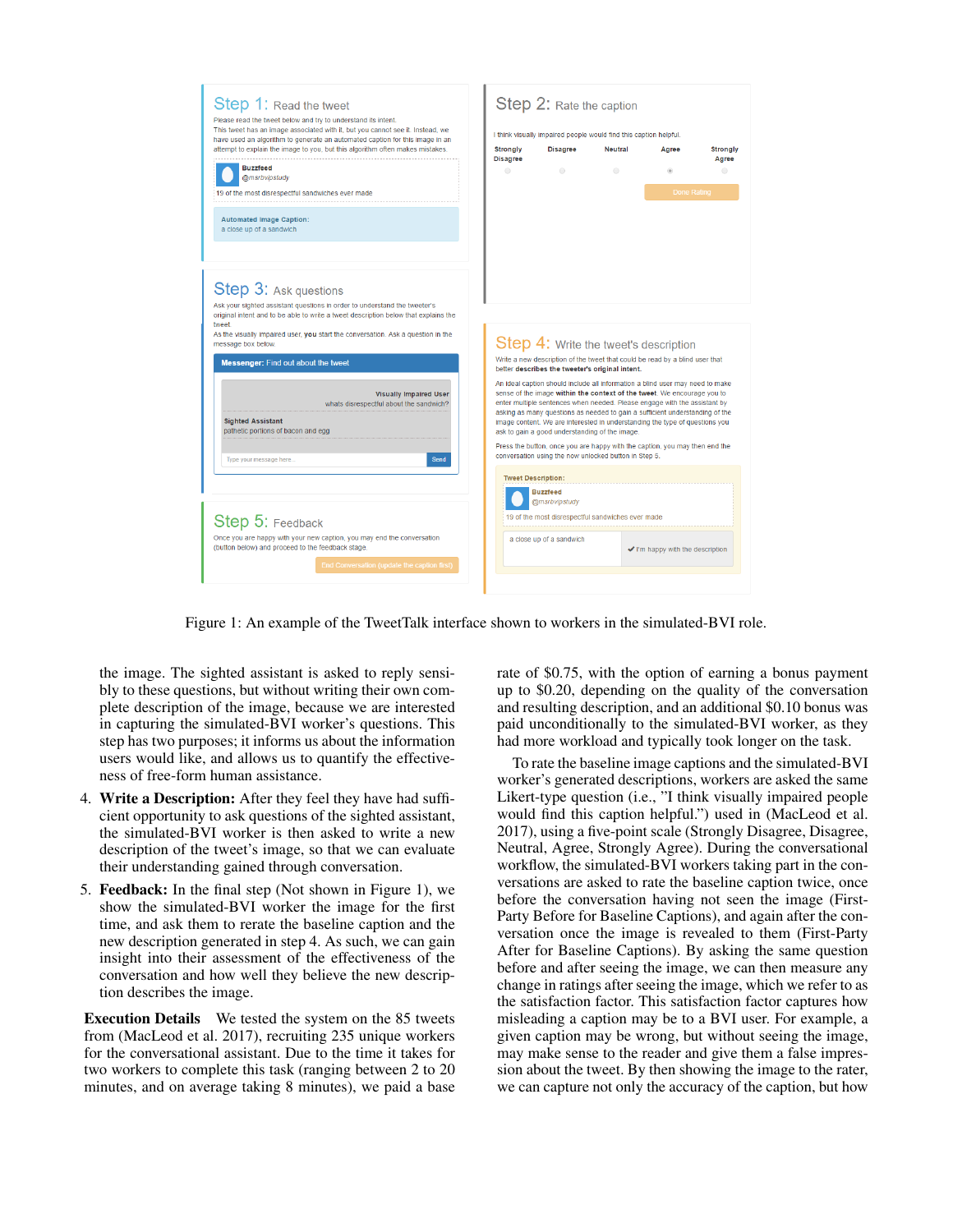Figure 1: An example of the TweetTalk interface shown to workers in the simulated-BVI role.

the image. The sighted assistant is asked to reply sensibly to these questions, but without writing their own complete description of the image, because we are interested in capturing the simulated-BVI worker's questions. This step has two purposes; it informs us about the information users would like, and allows us to quantify the effectiveness of free-form human assistance.

4. **Write a Description:** After they feel they have had sufficient opportunity to ask questions of the sighted assistant, the simulated-BVI worker is then asked to write a new description of the tweet's image, so that we can evaluate their understanding gained through conversation.

5. **Feedback:** In the final step (Not shown in Figure 1), we show the simulated-BVI worker the image for the first time, and ask them to rerate the baseline caption and the new description generated in step 4. As such, we can gain insight into their assessment of the effectiveness of the conversation and how well they believe the new description describes the image.

**Execution Details** We tested the system on the 85 tweets from (MacLeod et al. 2017), recruiting 235 unique workers for the conversational assistant. Due to the time it takes for two workers to complete this task (ranging between 2 to 20 minutes, and on average taking 8 minutes), we paid a base rate of $0.75, with the option of earning a bonus payment up to $0.20, depending on the quality of the conversation and resulting description, and an additional $0.10 bonus was paid unconditionally to the simulated-BVI worker, as they had more workload and typically took longer on the task.

To rate the baseline image captions and the simulated-BVI worker's generated descriptions, workers are asked the same Likert-type question (i.e., "I think visually impaired people would find this caption helpful.") used in (MacLeod et al. 2017), using a five-point scale (Strongly Disagree, Disagree, Neutral, Agree, Strongly Agree). During the conversational workflow, the simulated-BVI workers taking part in the conversations are asked to rate the baseline caption twice, once before the conversation having not seen the image (First-Party Before for Baseline Captions), and again after the conversation once the image is revealed to them (First-Party After for Baseline Captions). By asking the same question before and after seeing the image, we can then measure any change in ratings after seeing the image, which we refer to as the satisfaction factor. This satisfaction factor captures how misleading a caption may be to a BVI user. For example, a given caption may be wrong, but without seeing the image, may make sense to the reader and give them a false impression about the tweet. By then showing the image to the rater, we can capture not only the accuracy of the caption, but how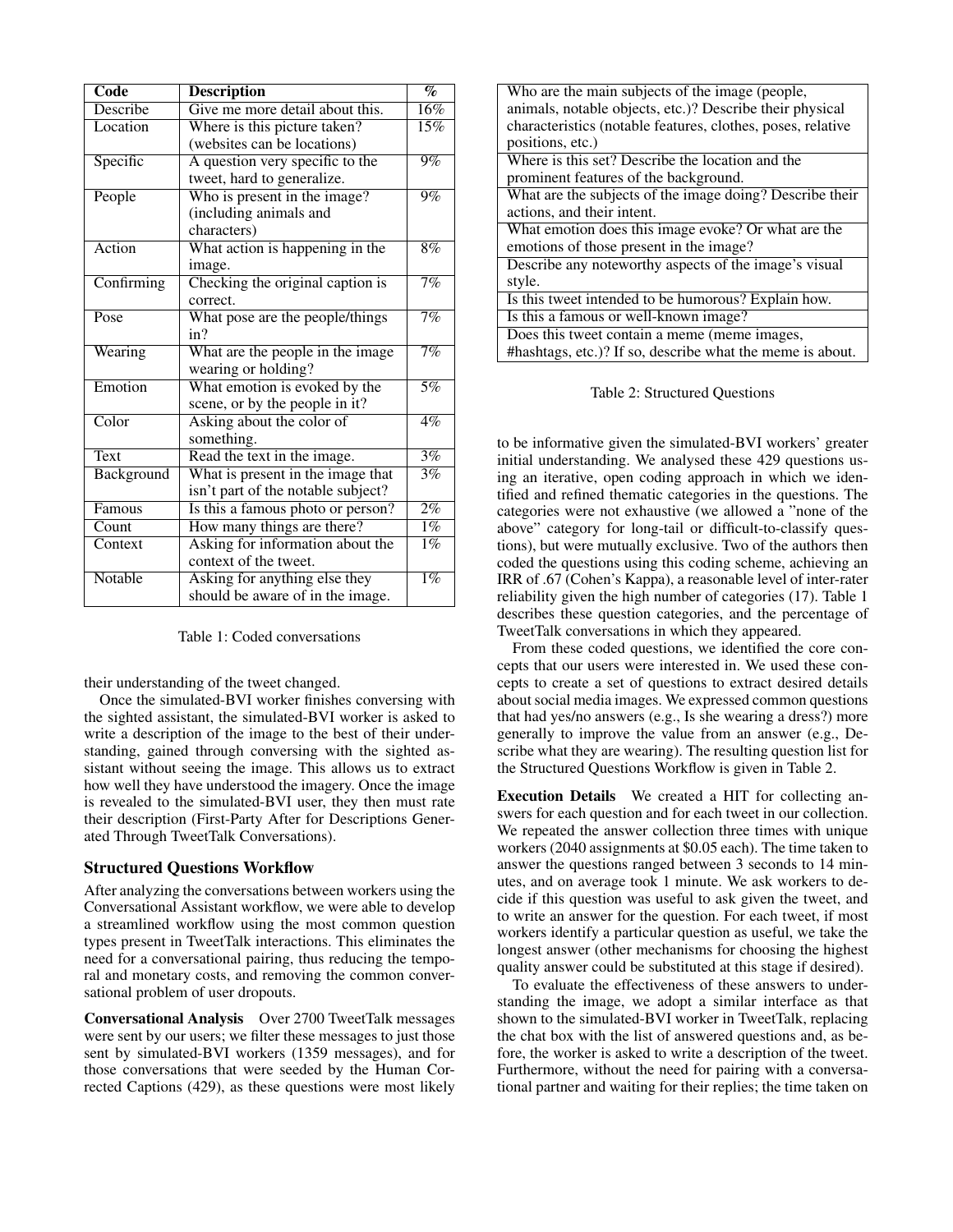| Code | Description | % |
|---|---|---|
| Describe | Give me more detail about this. | 16% |
| Location | Where is this picture taken? (websites can be locations) | 15% |
| Specific | A question very specific to the tweet, hard to generalize. | 9% |
| People | Who is present in the image? (including animals and characters) | 9% |
| Action | What action is happening in the image. | 8% |
| Confirming | Checking the original caption is correct. | 7% |
| Pose | What pose are the people/things in? | 7% |
| Wearing | What are the people in the image wearing or holding? | 7% |
| Emotion | What emotion is evoked by the scene, or by the people in it? | 5% |
| Color | Asking about the color of something. | 4% |
| Text | Read the text in the image. | 3% |
| Background | What is present in the image that isn't part of the notable subject? | 3% |
| Famous | Is this a famous photo or person? | 2% |
| Count | How many things are there? | 1% |
| Context | Asking for information about the context of the tweet. | 1% |
| Notable | Asking for anything else they should be aware of in the image. | 1% |

Table 1: Coded conversations

their understanding of the tweet changed.

Once the simulated-BVI worker finishes conversing with the sighted assistant, the simulated-BVI worker is asked to write a description of the image to the best of their understanding, gained through conversing with the sighted assistant without seeing the image. This allows us to extract how well they have understood the imagery. Once the image is revealed to the simulated-BVI user, they then must rate their description (First-Party After for Descriptions Generated Through TweetTalk Conversations).

## Structured Questions Workflow

After analyzing the conversations between workers using the Conversational Assistant workflow, we were able to develop a streamlined workflow using the most common question types present in TweetTalk interactions. This eliminates the need for a conversational pairing, thus reducing the temporal and monetary costs, and removing the common conversational problem of user dropouts.

**Conversational Analysis** Over 2700 TweetTalk messages were sent by our users; we filter these messages to just those sent by simulated-BVI workers (1359 messages), and for those conversations that were seeded by the Human Corrected Captions (429), as these questions were most likely to be informative given the simulated-BVI workers' greater initial understanding. We analysed these 429 questions using an iterative, open coding approach in which we identified and refined thematic categories in the questions. The categories were not exhaustive (we allowed a "none of the above" category for long-tail or difficult-to-classify questions), but were mutually exclusive. Two of the authors then coded the questions using this coding scheme, achieving an IRR of .67 (Cohen's Kappa), a reasonable level of inter-rater reliability given the high number of categories (17). Table 1 describes these question categories, and the percentage of TweetTalk conversations in which they appeared.

From these coded questions, we identified the core concepts that our users were interested in. We used these concepts to create a set of questions to extract desired details about social media images. We expressed common questions that had yes/no answers (e.g., Is she wearing a dress?) more generally to improve the value from an answer (e.g., Describe what they are wearing). The resulting question list for the Structured Questions Workflow is given in Table 2.

| |
|---|
| Who are the main subjects of the image (people, animals, notable objects, etc.)? Describe their physical characteristics (notable features, clothes, poses, relative positions, etc.) |
| Where is this set? Describe the location and the prominent features of the background. |
| What are the subjects of the image doing? Describe their actions, and their intent. |
| What emotion does this image evoke? Or what are the emotions of those present in the image? |
| Describe any noteworthy aspects of the image's visual style. |
| Is this tweet intended to be humorous? Explain how. |
| Is this a famous or well-known image? |
| Does this tweet contain a meme (meme images, #hashtags, etc.)? If so, describe what the meme is about. |

Table 2: Structured Questions

**Execution Details** We created a HIT for collecting answers for each question and for each tweet in our collection. We repeated the answer collection three times with unique workers (2040 assignments at $0.05 each). The time taken to answer the questions ranged between 3 seconds to 14 minutes, and on average took 1 minute. We ask workers to decide if this question was useful to ask given the tweet, and to write an answer for the question. For each tweet, if most workers identify a particular question as useful, we take the longest answer (other mechanisms for choosing the highest quality answer could be substituted at this stage if desired).

To evaluate the effectiveness of these answers to understanding the image, we adopt a similar interface as that shown to the simulated-BVI worker in TweetTalk, replacing the chat box with the list of answered questions and, as before, the worker is asked to write a description of the tweet. Furthermore, without the need for pairing with a conversational partner and waiting for their replies; the time taken on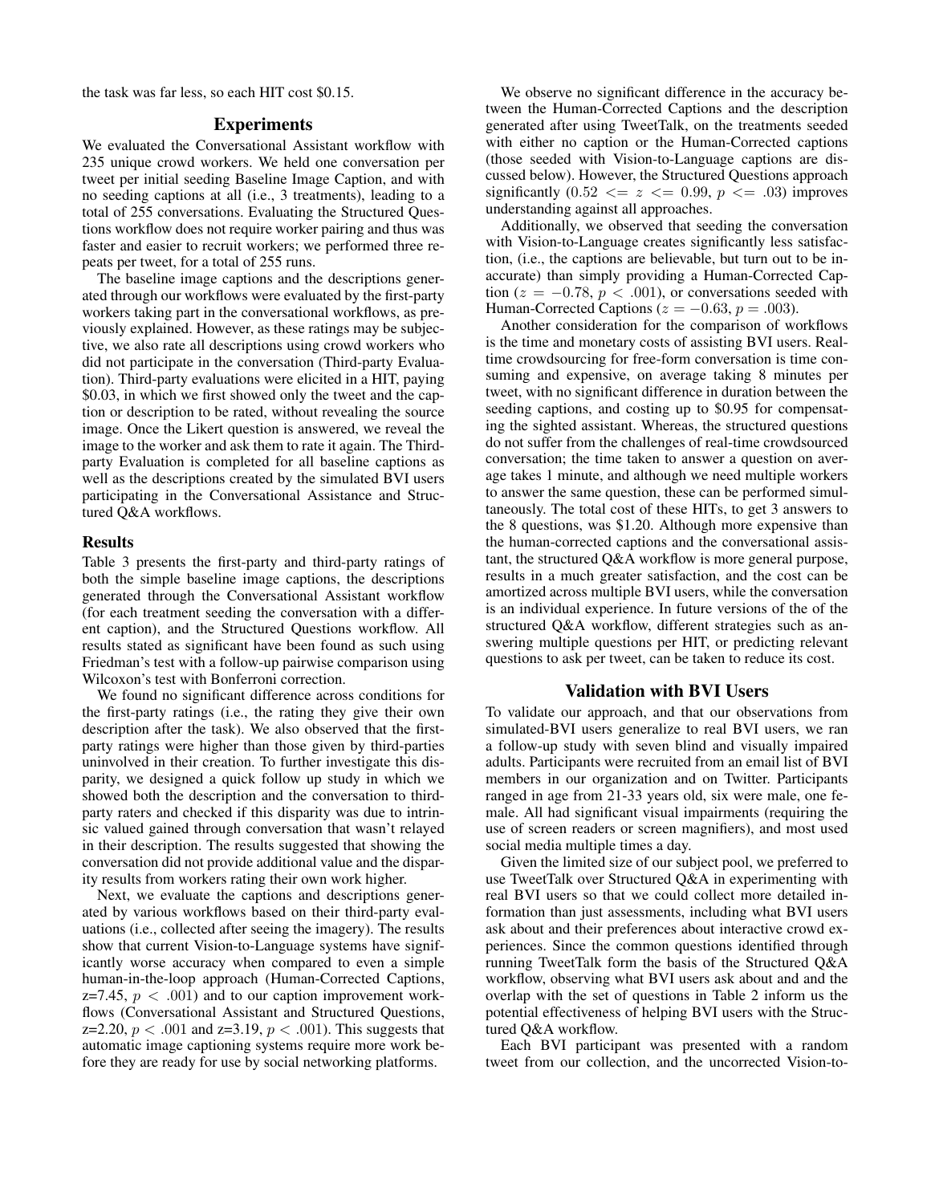the task was far less, so each HIT cost $0.15.

## Experiments

We evaluated the Conversational Assistant workflow with 235 unique crowd workers. We held one conversation per tweet per initial seeding Baseline Image Caption, and with no seeding captions at all (i.e., 3 treatments), leading to a total of 255 conversations. Evaluating the Structured Questions workflow does not require worker pairing and thus was faster and easier to recruit workers; we performed three repeats per tweet, for a total of 255 runs.

The baseline image captions and the descriptions generated through our workflows were evaluated by the first-party workers taking part in the conversational workflows, as previously explained. However, as these ratings may be subjective, we also rate all descriptions using crowd workers who did not participate in the conversation (Third-party Evaluation). Third-party evaluations were elicited in a HIT, paying $0.03, in which we first showed only the tweet and the caption or description to be rated, without revealing the source image. Once the Likert question is answered, we reveal the image to the worker and ask them to rate it again. The Third-party Evaluation is completed for all baseline captions as well as the descriptions created by the simulated BVI users participating in the Conversational Assistance and Structured Q&A workflows.

### Results

Table 3 presents the first-party and third-party ratings of both the simple baseline image captions, the descriptions generated through the Conversational Assistant workflow (for each treatment seeding the conversation with a different caption), and the Structured Questions workflow. All results stated as significant have been found as such using Friedman's test with a follow-up pairwise comparison using Wilcoxon's test with Bonferroni correction.

We found no significant difference across conditions for the first-party ratings (i.e., the rating they give their own description after the task). We also observed that the first-party ratings were higher than those given by third-parties uninvolved in their creation. To further investigate this disparity, we designed a quick follow up study in which we showed both the description and the conversation to third-party raters and checked if this disparity was due to intrinsic valued gained through conversation that wasn't relayed in their description. The results suggested that showing the conversation did not provide additional value and the disparity results from workers rating their own work higher.

Next, we evaluate the captions and descriptions generated by various workflows based on their third-party evaluations (i.e., collected after seeing the imagery). The results show that current Vision-to-Language systems have significantly worse accuracy when compared to even a simple human-in-the-loop approach (Human-Corrected Captions, z=7.45, $p < .001$) and to our caption improvement workflows (Conversational Assistant and Structured Questions, z=2.20, $p < .001$ and z=3.19, $p < .001$). This suggests that automatic image captioning systems require more work before they are ready for use by social networking platforms.

We observe no significant difference in the accuracy between the Human-Corrected Captions and the description generated after using TweetTalk, on the treatments seeded with either no caption or the Human-Corrected captions (those seeded with Vision-to-Language captions are discussed below). However, the Structured Questions approach significantly ($0.52 <= z <= 0.99$, $p <= .03$) improves understanding against all approaches.

Additionally, we observed that seeding the conversation with Vision-to-Language creates significantly less satisfaction, (i.e., the captions are believable, but turn out to be inaccurate) than simply providing a Human-Corrected Caption ($z = -0.78$, $p < .001$), or conversations seeded with Human-Corrected Captions ($z = -0.63$, $p = .003$).

Another consideration for the comparison of workflows is the time and monetary costs of assisting BVI users. Real-time crowdsourcing for free-form conversation is time consuming and expensive, on average taking 8 minutes per tweet, with no significant difference in duration between the seeding captions, and costing up to $0.95 for compensating the sighted assistant. Whereas, the structured questions do not suffer from the challenges of real-time crowdsourced conversation; the time taken to answer a question on average takes 1 minute, and although we need multiple workers to answer the same question, these can be performed simultaneously. The total cost of these HITs, to get 3 answers to the 8 questions, was $1.20. Although more expensive than the human-corrected captions and the conversational assistant, the structured Q&A workflow is more general purpose, results in a much greater satisfaction, and the cost can be amortized across multiple BVI users, while the conversation is an individual experience. In future versions of the of the structured Q&A workflow, different strategies such as answering multiple questions per HIT, or predicting relevant questions to ask per tweet, can be taken to reduce its cost.

## Validation with BVI Users

To validate our approach, and that our observations from simulated-BVI users generalize to real BVI users, we ran a follow-up study with seven blind and visually impaired adults. Participants were recruited from an email list of BVI members in our organization and on Twitter. Participants ranged in age from 21-33 years old, six were male, one female. All had significant visual impairments (requiring the use of screen readers or screen magnifiers), and most used social media multiple times a day.

Given the limited size of our subject pool, we preferred to use TweetTalk over Structured Q&A in experimenting with real BVI users so that we could collect more detailed information than just assessments, including what BVI users ask about and their preferences about interactive crowd experiences. Since the common questions identified through running TweetTalk form the basis of the Structured Q&A workflow, observing what BVI users ask about and and the overlap with the set of questions in Table 2 inform us the potential effectiveness of helping BVI users with the Structured Q&A workflow.

Each BVI participant was presented with a random tweet from our collection, and the uncorrected Vision-to-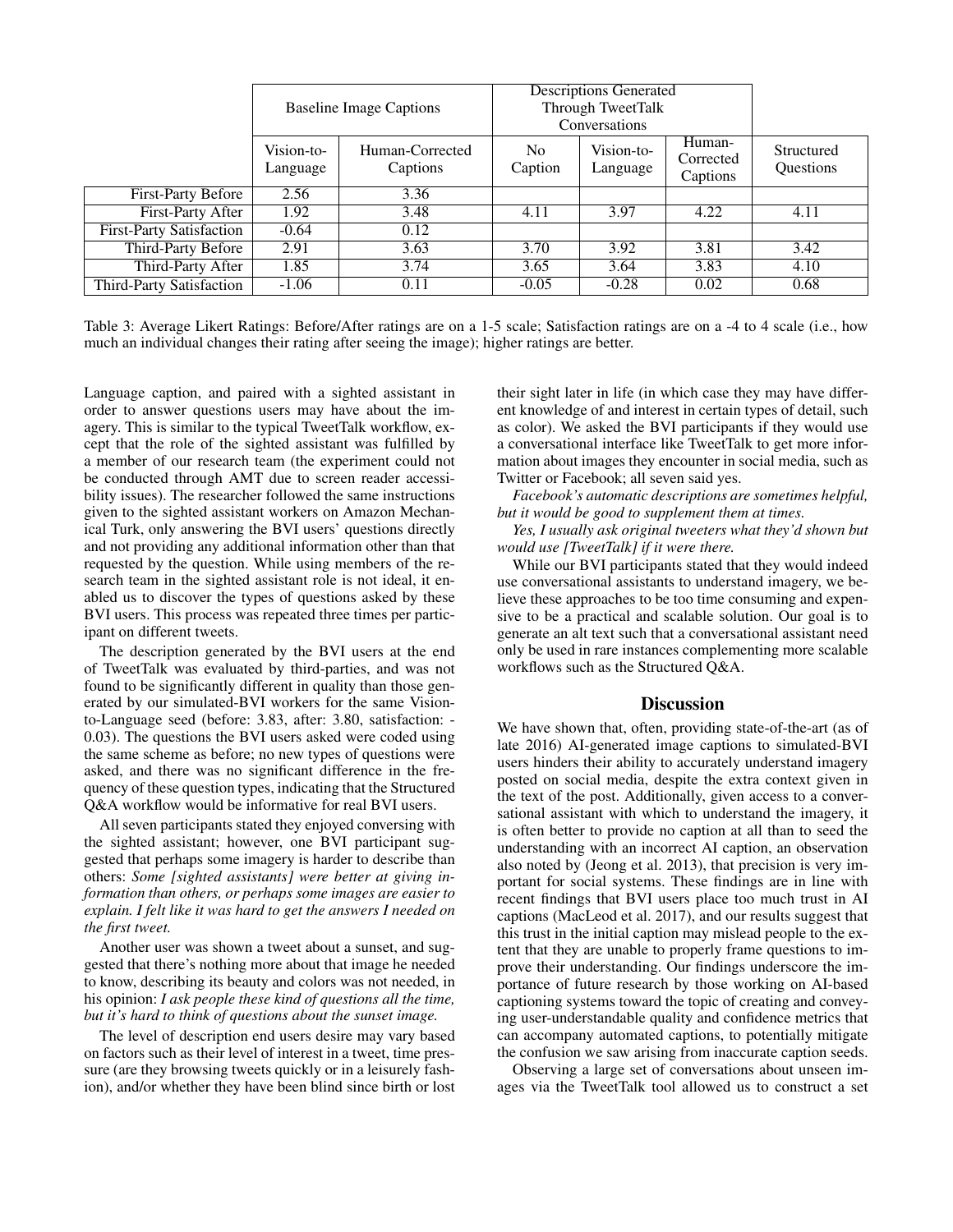| | Baseline Image Captions | | Descriptions Generated Through TweetTalk Conversations | | | |
|---|---|---|---|---|---|---|
| | Vision-to-Language | Human-Corrected Captions | No Caption | Vision-to-Language | Human-Corrected Captions | Structured Questions |
| First-Party Before | 2.56 | 3.36 | | | | |
| First-Party After | 1.92 | 3.48 | 4.11 | 3.97 | 4.22 | 4.11 |
| First-Party Satisfaction | -0.64 | 0.12 | | | | |
| Third-Party Before | 2.91 | 3.63 | 3.70 | 3.92 | 3.81 | 3.42 |
| Third-Party After | 1.85 | 3.74 | 3.65 | 3.64 | 3.83 | 4.10 |
| Third-Party Satisfaction | -1.06 | 0.11 | -0.05 | -0.28 | 0.02 | 0.68 |

Table 3: Average Likert Ratings: Before/After ratings are on a 1-5 scale; Satisfaction ratings are on a -4 to 4 scale (i.e., how much an individual changes their rating after seeing the image); higher ratings are better.

Language caption, and paired with a sighted assistant in order to answer questions users may have about the imagery. This is similar to the typical TweetTalk workflow, except that the role of the sighted assistant was fulfilled by a member of our research team (the experiment could not be conducted through AMT due to screen reader accessibility issues). The researcher followed the same instructions given to the sighted assistant workers on Amazon Mechanical Turk, only answering the BVI users' questions directly and not providing any additional information other than that requested by the question. While using members of the research team in the sighted assistant role is not ideal, it enabled us to discover the types of questions asked by these BVI users. This process was repeated three times per participant on different tweets.

The description generated by the BVI users at the end of TweetTalk was evaluated by third-parties, and was not found to be significantly different in quality than those generated by our simulated-BVI workers for the same Vision-to-Language seed (before: 3.83, after: 3.80, satisfaction: -0.03). The questions the BVI users asked were coded using the same scheme as before; no new types of questions were asked, and there was no significant difference in the frequency of these question types, indicating that the Structured Q&A workflow would be informative for real BVI users.

All seven participants stated they enjoyed conversing with the sighted assistant; however, one BVI participant suggested that perhaps some imagery is harder to describe than others: *Some [sighted assistants] were better at giving information than others, or perhaps some images are easier to explain. I felt like it was hard to get the answers I needed on the first tweet.*

Another user was shown a tweet about a sunset, and suggested that there's nothing more about that image he needed to know, describing its beauty and colors was not needed, in his opinion: *I ask people these kind of questions all the time, but it's hard to think of questions about the sunset image.*

The level of description end users desire may vary based on factors such as their level of interest in a tweet, time pressure (are they browsing tweets quickly or in a leisurely fashion), and/or whether they have been blind since birth or lost their sight later in life (in which case they may have different knowledge of and interest in certain types of detail, such as color). We asked the BVI participants if they would use a conversational interface like TweetTalk to get more information about images they encounter in social media, such as Twitter or Facebook; all seven said yes.

*Facebook's automatic descriptions are sometimes helpful, but it would be good to supplement them at times.*

*Yes, I usually ask original tweeters what they'd shown but would use [TweetTalk] if it were there.*

While our BVI participants stated that they would indeed use conversational assistants to understand imagery, we believe these approaches to be too time consuming and expensive to be a practical and scalable solution. Our goal is to generate an alt text such that a conversational assistant need only be used in rare instances complementing more scalable workflows such as the Structured Q&A.

## Discussion

We have shown that, often, providing state-of-the-art (as of late 2016) AI-generated image captions to simulated-BVI users hinders their ability to accurately understand imagery posted on social media, despite the extra context given in the text of the post. Additionally, given access to a conversational assistant with which to understand the imagery, it is often better to provide no caption at all than to seed the understanding with an incorrect AI caption, an observation also noted by (Jeong et al. 2013), that precision is very important for social systems. These findings are in line with recent findings that BVI users place too much trust in AI captions (MacLeod et al. 2017), and our results suggest that this trust in the initial caption may mislead people to the extent that they are unable to properly frame questions to improve their understanding. Our findings underscore the importance of future research by those working on AI-based captioning systems toward the topic of creating and conveying user-understandable quality and confidence metrics that can accompany automated captions, to potentially mitigate the confusion we saw arising from inaccurate caption seeds.

Observing a large set of conversations about unseen images via the TweetTalk tool allowed us to construct a set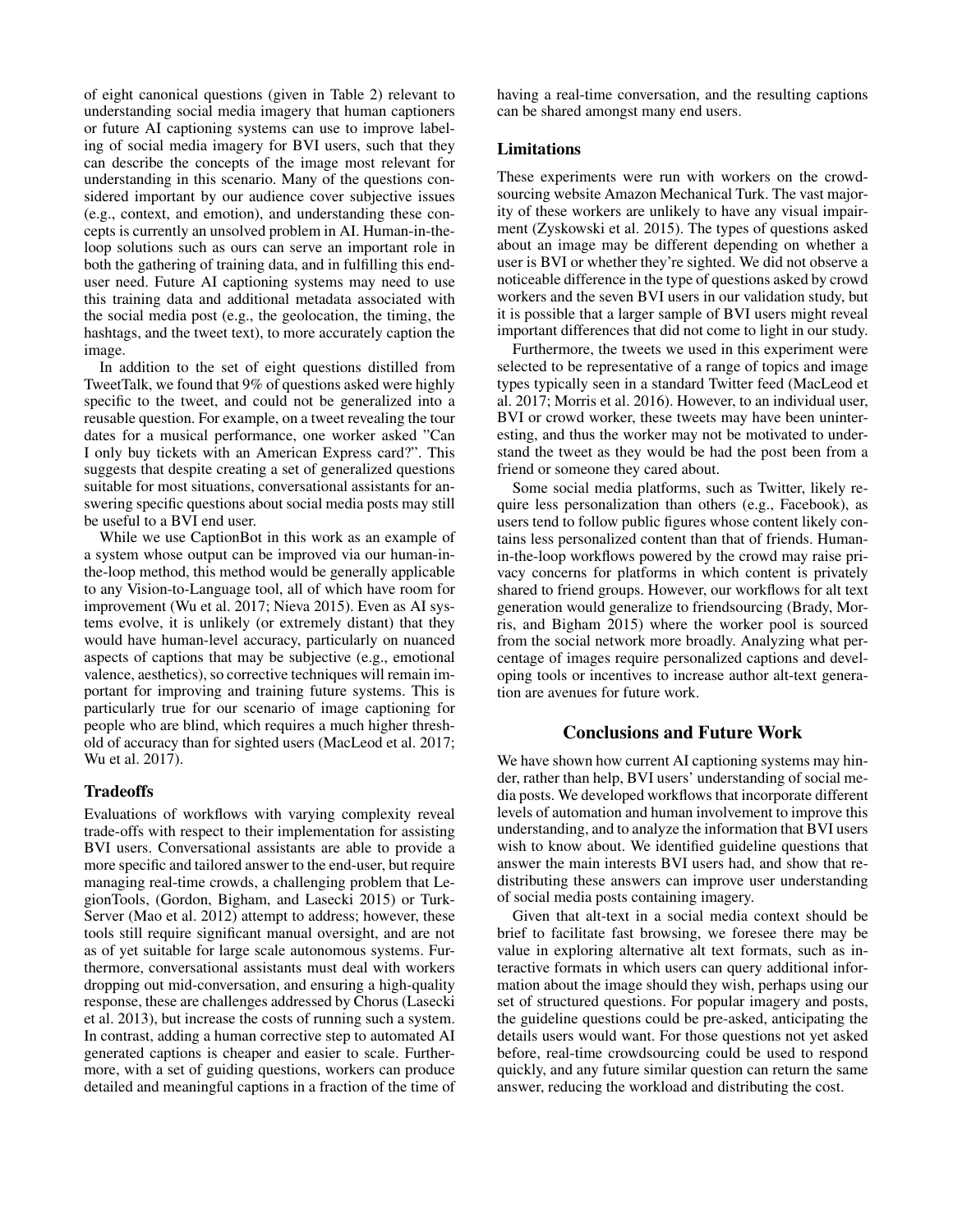of eight canonical questions (given in Table 2) relevant to understanding social media imagery that human captioners or future AI captioning systems can use to improve labeling of social media imagery for BVI users, such that they can describe the concepts of the image most relevant for understanding in this scenario. Many of the questions considered important by our audience cover subjective issues (e.g., context, and emotion), and understanding these concepts is currently an unsolved problem in AI. Human-in-the-loop solutions such as ours can serve an important role in both the gathering of training data, and in fulfilling this end-user need. Future AI captioning systems may need to use this training data and additional metadata associated with the social media post (e.g., the geolocation, the timing, the hashtags, and the tweet text), to more accurately caption the image.

In addition to the set of eight questions distilled from TweetTalk, we found that 9% of questions asked were highly specific to the tweet, and could not be generalized into a reusable question. For example, on a tweet revealing the tour dates for a musical performance, one worker asked "Can I only buy tickets with an American Express card?". This suggests that despite creating a set of generalized questions suitable for most situations, conversational assistants for answering specific questions about social media posts may still be useful to a BVI end user.

While we use CaptionBot in this work as an example of a system whose output can be improved via our human-in-the-loop method, this method would be generally applicable to any Vision-to-Language tool, all of which have room for improvement (Wu et al. 2017; Nieva 2015). Even as AI systems evolve, it is unlikely (or extremely distant) that they would have human-level accuracy, particularly on nuanced aspects of captions that may be subjective (e.g., emotional valence, aesthetics), so corrective techniques will remain important for improving and training future systems. This is particularly true for our scenario of image captioning for people who are blind, which requires a much higher threshold of accuracy than for sighted users (MacLeod et al. 2017; Wu et al. 2017).

### Tradeoffs

Evaluations of workflows with varying complexity reveal trade-offs with respect to their implementation for assisting BVI users. Conversational assistants are able to provide a more specific and tailored answer to the end-user, but require managing real-time crowds, a challenging problem that LegionTools, (Gordon, Bigham, and Lasecki 2015) or TurkServer (Mao et al. 2012) attempt to address; however, these tools still require significant manual oversight, and are not as of yet suitable for large scale autonomous systems. Furthermore, conversational assistants must deal with workers dropping out mid-conversation, and ensuring a high-quality response, these are challenges addressed by Chorus (Lasecki et al. 2013), but increase the costs of running such a system. In contrast, adding a human corrective step to automated AI generated captions is cheaper and easier to scale. Furthermore, with a set of guiding questions, workers can produce detailed and meaningful captions in a fraction of the time of having a real-time conversation, and the resulting captions can be shared amongst many end users.

### Limitations

These experiments were run with workers on the crowdsourcing website Amazon Mechanical Turk. The vast majority of these workers are unlikely to have any visual impairment (Zyskowski et al. 2015). The types of questions asked about an image may be different depending on whether a user is BVI or whether they're sighted. We did not observe a noticeable difference in the type of questions asked by crowd workers and the seven BVI users in our validation study, but it is possible that a larger sample of BVI users might reveal important differences that did not come to light in our study.

Furthermore, the tweets we used in this experiment were selected to be representative of a range of topics and image types typically seen in a standard Twitter feed (MacLeod et al. 2017; Morris et al. 2016). However, to an individual user, BVI or crowd worker, these tweets may have been uninteresting, and thus the worker may not be motivated to understand the tweet as they would be had the post been from a friend or someone they cared about.

Some social media platforms, such as Twitter, likely require less personalization than others (e.g., Facebook), as users tend to follow public figures whose content likely contains less personalized content than that of friends. Human-in-the-loop workflows powered by the crowd may raise privacy concerns for platforms in which content is privately shared to friend groups. However, our workflows for alt text generation would generalize to friendsourcing (Brady, Morris, and Bigham 2015) where the worker pool is sourced from the social network more broadly. Analyzing what percentage of images require personalized captions and developing tools or incentives to increase author alt-text generation are avenues for future work.

## Conclusions and Future Work

We have shown how current AI captioning systems may hinder, rather than help, BVI users' understanding of social media posts. We developed workflows that incorporate different levels of automation and human involvement to improve this understanding, and to analyze the information that BVI users wish to know about. We identified guideline questions that answer the main interests BVI users had, and show that redistributing these answers can improve user understanding of social media posts containing imagery.

Given that alt-text in a social media context should be brief to facilitate fast browsing, we foresee there may be value in exploring alternative alt text formats, such as interactive formats in which users can query additional information about the image should they wish, perhaps using our set of structured questions. For popular imagery and posts, the guideline questions could be pre-asked, anticipating the details users would want. For those questions not yet asked before, real-time crowdsourcing could be used to respond quickly, and any future similar question can return the same answer, reducing the workload and distributing the cost.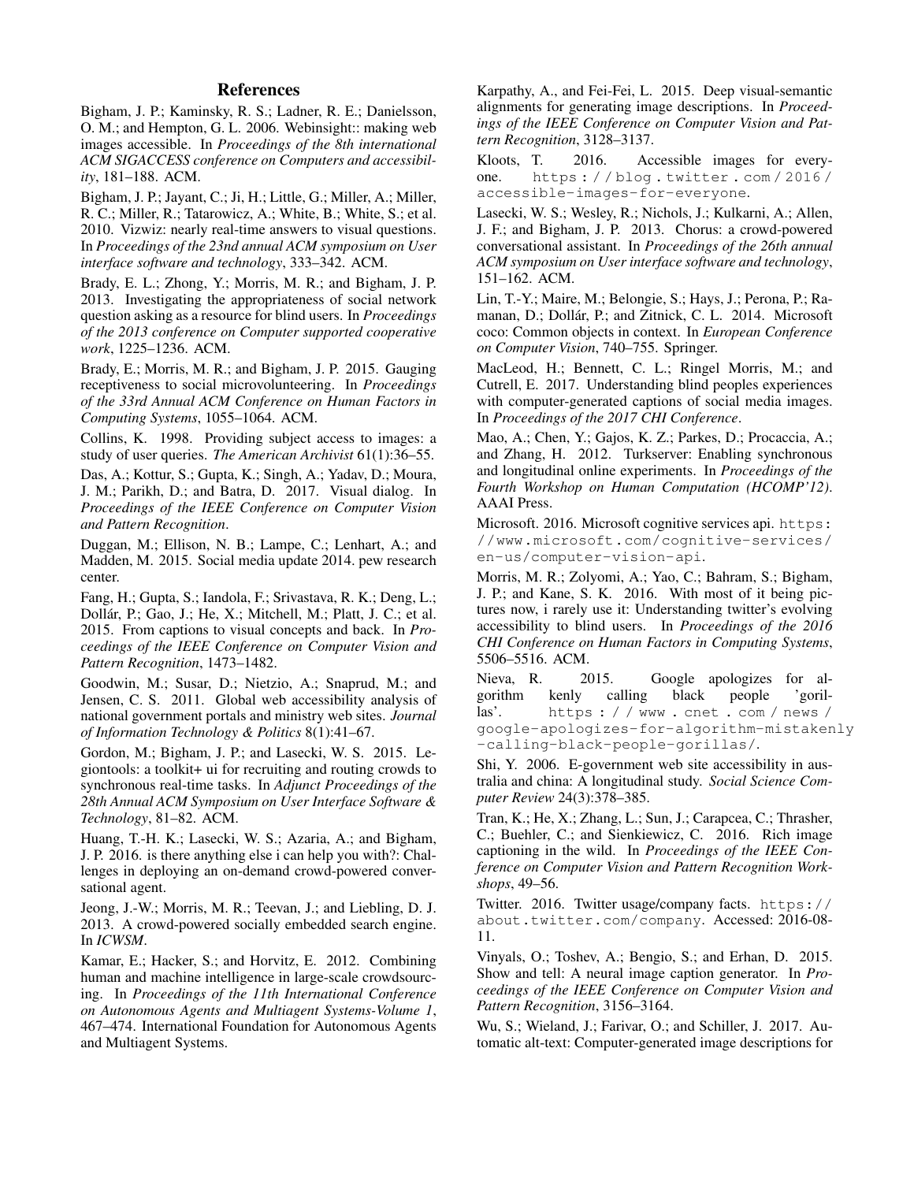## References

Bigham, J. P.; Kaminsky, R. S.; Ladner, R. E.; Danielsson, O. M.; and Hempton, G. L. 2006. Webinsight:: making web images accessible. In *Proceedings of the 8th international ACM SIGACCESS conference on Computers and accessibility*, 181–188. ACM.

Bigham, J. P.; Jayant, C.; Ji, H.; Little, G.; Miller, A.; Miller, R. C.; Miller, R.; Tatarowicz, A.; White, B.; White, S.; et al. 2010. Vizwiz: nearly real-time answers to visual questions. In *Proceedings of the 23nd annual ACM symposium on User interface software and technology*, 333–342. ACM.

Brady, E. L.; Zhong, Y.; Morris, M. R.; and Bigham, J. P. 2013. Investigating the appropriateness of social network question asking as a resource for blind users. In *Proceedings of the 2013 conference on Computer supported cooperative work*, 1225–1236. ACM.

Brady, E.; Morris, M. R.; and Bigham, J. P. 2015. Gauging receptiveness to social microvolunteering. In *Proceedings of the 33rd Annual ACM Conference on Human Factors in Computing Systems*, 1055–1064. ACM.

Collins, K. 1998. Providing subject access to images: a study of user queries. *The American Archivist* 61(1):36–55.

Das, A.; Kottur, S.; Gupta, K.; Singh, A.; Yadav, D.; Moura, J. M.; Parikh, D.; and Batra, D. 2017. Visual dialog. In *Proceedings of the IEEE Conference on Computer Vision and Pattern Recognition*.

Duggan, M.; Ellison, N. B.; Lampe, C.; Lenhart, A.; and Madden, M. 2015. Social media update 2014. pew research center.

Fang, H.; Gupta, S.; Iandola, F.; Srivastava, R. K.; Deng, L.; Dollár, P.; Gao, J.; He, X.; Mitchell, M.; Platt, J. C.; et al. 2015. From captions to visual concepts and back. In *Proceedings of the IEEE Conference on Computer Vision and Pattern Recognition*, 1473–1482.

Goodwin, M.; Susar, D.; Nietzio, A.; Snaprud, M.; and Jensen, C. S. 2011. Global web accessibility analysis of national government portals and ministry web sites. *Journal of Information Technology & Politics* 8(1):41–67.

Gordon, M.; Bigham, J. P.; and Lasecki, W. S. 2015. Legiontools: a toolkit+ ui for recruiting and routing crowds to synchronous real-time tasks. In *Adjunct Proceedings of the 28th Annual ACM Symposium on User Interface Software & Technology*, 81–82. ACM.

Huang, T.-H. K.; Lasecki, W. S.; Azaria, A.; and Bigham, J. P. 2016. is there anything else i can help you with?: Challenges in deploying an on-demand crowd-powered conversational agent.

Jeong, J.-W.; Morris, M. R.; Teevan, J.; and Liebling, D. J. 2013. A crowd-powered socially embedded search engine. In *ICWSM*.

Kamar, E.; Hacker, S.; and Horvitz, E. 2012. Combining human and machine intelligence in large-scale crowdsourcing. In *Proceedings of the 11th International Conference on Autonomous Agents and Multiagent Systems-Volume 1*, 467–474. International Foundation for Autonomous Agents and Multiagent Systems.

Karpathy, A., and Fei-Fei, L. 2015. Deep visual-semantic alignments for generating image descriptions. In *Proceedings of the IEEE Conference on Computer Vision and Pattern Recognition*, 3128–3137.

Kloots, T. 2016. Accessible images for everyone. `https://blog.twitter.com/2016/accessible-images-for-everyone`.

Lasecki, W. S.; Wesley, R.; Nichols, J.; Kulkarni, A.; Allen, J. F.; and Bigham, J. P. 2013. Chorus: a crowd-powered conversational assistant. In *Proceedings of the 26th annual ACM symposium on User interface software and technology*, 151–162. ACM.

Lin, T.-Y.; Maire, M.; Belongie, S.; Hays, J.; Perona, P.; Ramanan, D.; Dollár, P.; and Zitnick, C. L. 2014. Microsoft coco: Common objects in context. In *European Conference on Computer Vision*, 740–755. Springer.

MacLeod, H.; Bennett, C. L.; Ringel Morris, M.; and Cutrell, E. 2017. Understanding blind peoples experiences with computer-generated captions of social media images. In *Proceedings of the 2017 CHI Conference*.

Mao, A.; Chen, Y.; Gajos, K. Z.; Parkes, D.; Procaccia, A.; and Zhang, H. 2012. Turkserver: Enabling synchronous and longitudinal online experiments. In *Proceedings of the Fourth Workshop on Human Computation (HCOMP'12)*. AAAI Press.

Microsoft. 2016. Microsoft cognitive services api. `https://www.microsoft.com/cognitive-services/en-us/computer-vision-api`.

Morris, M. R.; Zolyomi, A.; Yao, C.; Bahram, S.; Bigham, J. P.; and Kane, S. K. 2016. With most of it being pictures now, i rarely use it: Understanding twitter's evolving accessibility to blind users. In *Proceedings of the 2016 CHI Conference on Human Factors in Computing Systems*, 5506–5516. ACM.

Nieva, R. 2015. Google apologizes for algorithm kenly calling black people 'gorillas'. `https://www.cnet.com/news/google-apologizes-for-algorithm-mistakenly-calling-black-people-gorillas/`.

Shi, Y. 2006. E-government web site accessibility in australia and china: A longitudinal study. *Social Science Computer Review* 24(3):378–385.

Tran, K.; He, X.; Zhang, L.; Sun, J.; Carapcea, C.; Thrasher, C.; Buehler, C.; and Sienkiewicz, C. 2016. Rich image captioning in the wild. In *Proceedings of the IEEE Conference on Computer Vision and Pattern Recognition Workshops*, 49–56.

Twitter. 2016. Twitter usage/company facts. `https://about.twitter.com/company`. Accessed: 2016-08-11.

Vinyals, O.; Toshev, A.; Bengio, S.; and Erhan, D. 2015. Show and tell: A neural image caption generator. In *Proceedings of the IEEE Conference on Computer Vision and Pattern Recognition*, 3156–3164.

Wu, S.; Wieland, J.; Farivar, O.; and Schiller, J. 2017. Automatic alt-text: Computer-generated image descriptions for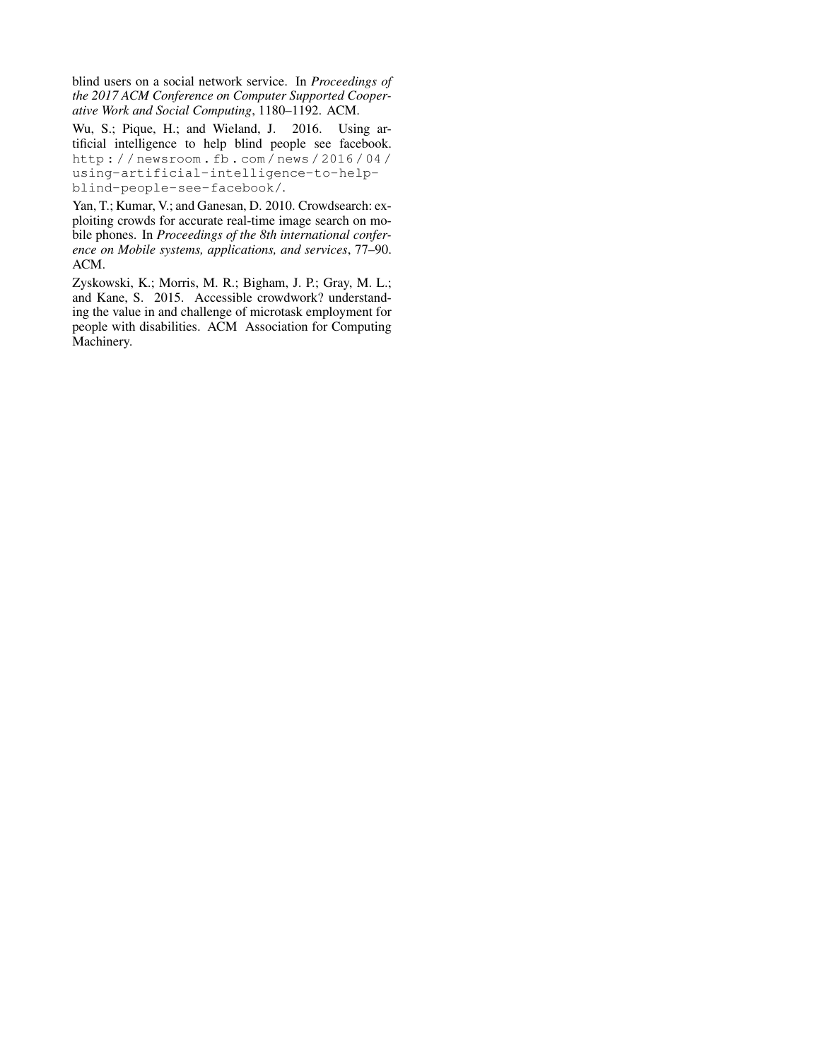blind users on a social network service. In *Proceedings of the 2017 ACM Conference on Computer Supported Cooperative Work and Social Computing*, 1180–1192. ACM.

Wu, S.; Pique, H.; and Wieland, J. 2016. Using artificial intelligence to help blind people see facebook. http://newsroom.fb.com/news/2016/04/using-artificial-intelligence-to-help-blind-people-see-facebook/.

Yan, T.; Kumar, V.; and Ganesan, D. 2010. Crowdsearch: exploiting crowds for accurate real-time image search on mobile phones. In *Proceedings of the 8th international conference on Mobile systems, applications, and services*, 77–90. ACM.

Zyskowski, K.; Morris, M. R.; Bigham, J. P.; Gray, M. L.; and Kane, S. 2015. Accessible crowdwork? understanding the value in and challenge of microtask employment for people with disabilities. ACM Association for Computing Machinery.